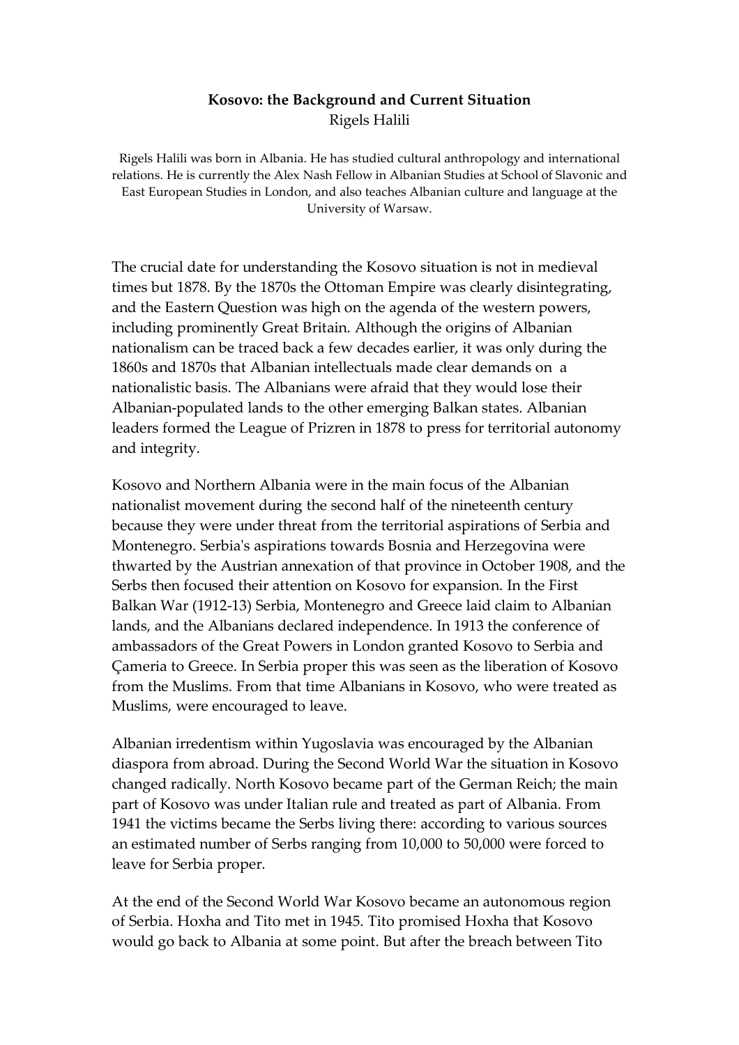# Kosovo: the Background and Current Situation

Rigels Halili

Rigels Halili was born in Albania. He has studied cultural anthropology and international relations. He is currently the Alex Nash Fellow in Albanian Studies at School of Slavonic and East European Studies in London, and also teaches Albanian culture and language at the University of Warsaw.

The crucial date for understanding the Kosovo situation is not in medieval times but 1878. By the 1870s the Ottoman Empire was clearly disintegrating, and the Eastern Question was high on the agenda of the western powers, including prominently Great Britain. Although the origins of Albanian nationalism can be traced back a few decades earlier, it was only during the 1860s and 1870s that Albanian intellectuals made clear demands on a nationalistic basis. The Albanians were afraid that they would lose their Albanian-populated lands to the other emerging Balkan states. Albanian leaders formed the League of Prizren in 1878 to press for territorial autonomy and integrity.

Kosovo and Northern Albania were in the main focus of the Albanian nationalist movement during the second half of the nineteenth century because they were under threat from the territorial aspirations of Serbia and Montenegro. Serbia's aspirations towards Bosnia and Herzegovina were thwarted by the Austrian annexation of that province in October 1908, and the Serbs then focused their attention on Kosovo for expansion. In the First Balkan War (1912-13) Serbia, Montenegro and Greece laid claim to Albanian lands, and the Albanians declared independence. In 1913 the conference of ambassadors of the Great Powers in London granted Kosovo to Serbia and Çameria to Greece. In Serbia proper this was seen as the liberation of Kosovo from the Muslims. From that time Albanians in Kosovo, who were treated as Muslims, were encouraged to leave.

Albanian irredentism within Yugoslavia was encouraged by the Albanian diaspora from abroad. During the Second World War the situation in Kosovo changed radically. North Kosovo became part of the German Reich; the main part of Kosovo was under Italian rule and treated as part of Albania. From 1941 the victims became the Serbs living there: according to various sources an estimated number of Serbs ranging from 10,000 to 50,000 were forced to leave for Serbia proper.

At the end of the Second World War Kosovo became an autonomous region of Serbia. Hoxha and Tito met in 1945. Tito promised Hoxha that Kosovo would go back to Albania at some point. But after the breach between Tito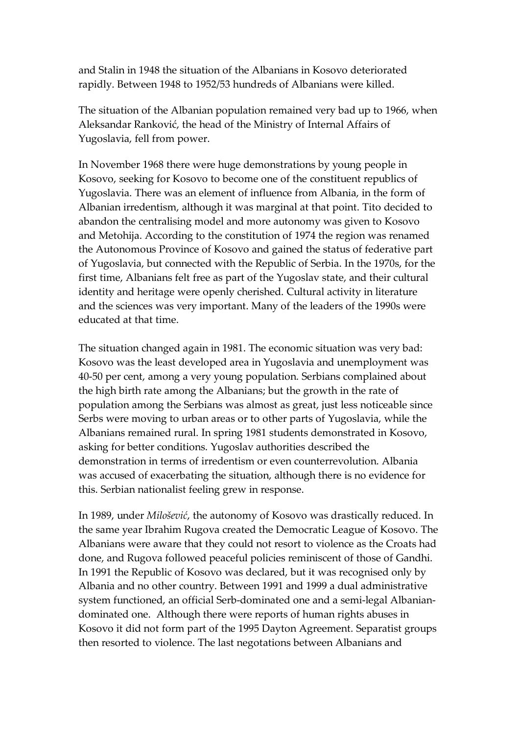and Stalin in 1948 the situation of the Albanians in Kosovo deteriorated rapidly. Between 1948 to 1952/53 hundreds of Albanians were killed.

The situation of the Albanian population remained very bad up to 1966, when Aleksandar Ranković, the head of the Ministry of Internal Affairs of Yugoslavia, fell from power.

In November 1968 there were huge demonstrations by young people in Kosovo, seeking for Kosovo to become one of the constituent republics of Yugoslavia. There was an element of influence from Albania, in the form of Albanian irredentism, although it was marginal at that point. Tito decided to abandon the centralising model and more autonomy was given to Kosovo and Metohija. According to the constitution of 1974 the region was renamed the Autonomous Province of Kosovo and gained the status of federative part of Yugoslavia, but connected with the Republic of Serbia. In the 1970s, for the first time, Albanians felt free as part of the Yugoslav state, and their cultural identity and heritage were openly cherished. Cultural activity in literature and the sciences was very important. Many of the leaders of the 1990s were educated at that time.

The situation changed again in 1981. The economic situation was very bad: Kosovo was the least developed area in Yugoslavia and unemployment was 40-50 per cent, among a very young population. Serbians complained about the high birth rate among the Albanians; but the growth in the rate of population among the Serbians was almost as great, just less noticeable since Serbs were moving to urban areas or to other parts of Yugoslavia, while the Albanians remained rural. In spring 1981 students demonstrated in Kosovo, asking for better conditions. Yugoslav authorities described the demonstration in terms of irredentism or even counterrevolution. Albania was accused of exacerbating the situation, although there is no evidence for this. Serbian nationalist feeling grew in response.

In 1989, under *Milošević*, the autonomy of Kosovo was drastically reduced. In the same year Ibrahim Rugova created the Democratic League of Kosovo. The Albanians were aware that they could not resort to violence as the Croats had done, and Rugova followed peaceful policies reminiscent of those of Gandhi. In 1991 the Republic of Kosovo was declared, but it was recognised only by Albania and no other country. Between 1991 and 1999 a dual administrative system functioned, an official Serb-dominated one and a semi-legal Albanian-dominated one. Although there were reports of human rights abuses in Kosovo it did not form part of the 1995 Dayton Agreement. Separatist groups then resorted to violence. The last negotations between Albanians and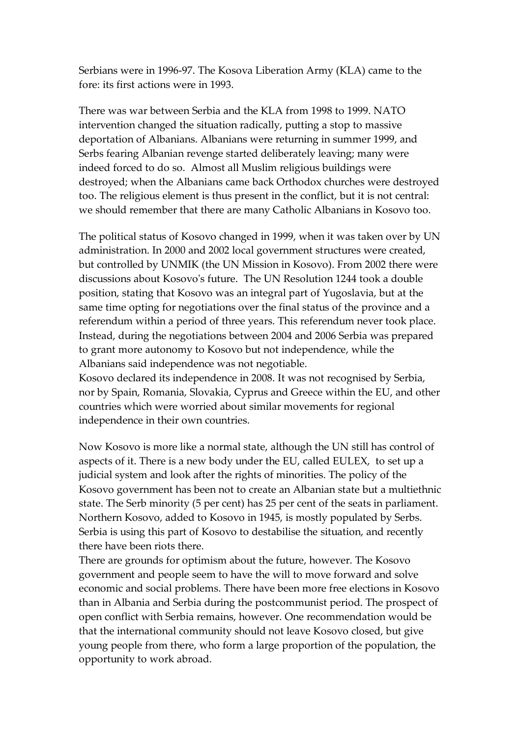Serbians were in 1996-97. The Kosova Liberation Army (KLA) came to the fore: its first actions were in 1993.

There was war between Serbia and the KLA from 1998 to 1999. NATO intervention changed the situation radically, putting a stop to massive deportation of Albanians. Albanians were returning in summer 1999, and Serbs fearing Albanian revenge started deliberately leaving; many were indeed forced to do so. Almost all Muslim religious buildings were destroyed; when the Albanians came back Orthodox churches were destroyed too. The religious element is thus present in the conflict, but it is not central: we should remember that there are many Catholic Albanians in Kosovo too.

The political status of Kosovo changed in 1999, when it was taken over by UN administration. In 2000 and 2002 local government structures were created, but controlled by UNMIK (the UN Mission in Kosovo). From 2002 there were discussions about Kosovo's future. The UN Resolution 1244 took a double position, stating that Kosovo was an integral part of Yugoslavia, but at the same time opting for negotiations over the final status of the province and a referendum within a period of three years. This referendum never took place. Instead, during the negotiations between 2004 and 2006 Serbia was prepared to grant more autonomy to Kosovo but not independence, while the Albanians said independence was not negotiable.
Kosovo declared its independence in 2008. It was not recognised by Serbia, nor by Spain, Romania, Slovakia, Cyprus and Greece within the EU, and other countries which were worried about similar movements for regional independence in their own countries.

Now Kosovo is more like a normal state, although the UN still has control of aspects of it. There is a new body under the EU, called EULEX, to set up a judicial system and look after the rights of minorities. The policy of the Kosovo government has been not to create an Albanian state but a multiethnic state. The Serb minority (5 per cent) has 25 per cent of the seats in parliament. Northern Kosovo, added to Kosovo in 1945, is mostly populated by Serbs. Serbia is using this part of Kosovo to destabilise the situation, and recently there have been riots there.
There are grounds for optimism about the future, however. The Kosovo government and people seem to have the will to move forward and solve economic and social problems. There have been more free elections in Kosovo than in Albania and Serbia during the postcommunist period. The prospect of open conflict with Serbia remains, however. One recommendation would be that the international community should not leave Kosovo closed, but give young people from there, who form a large proportion of the population, the opportunity to work abroad.